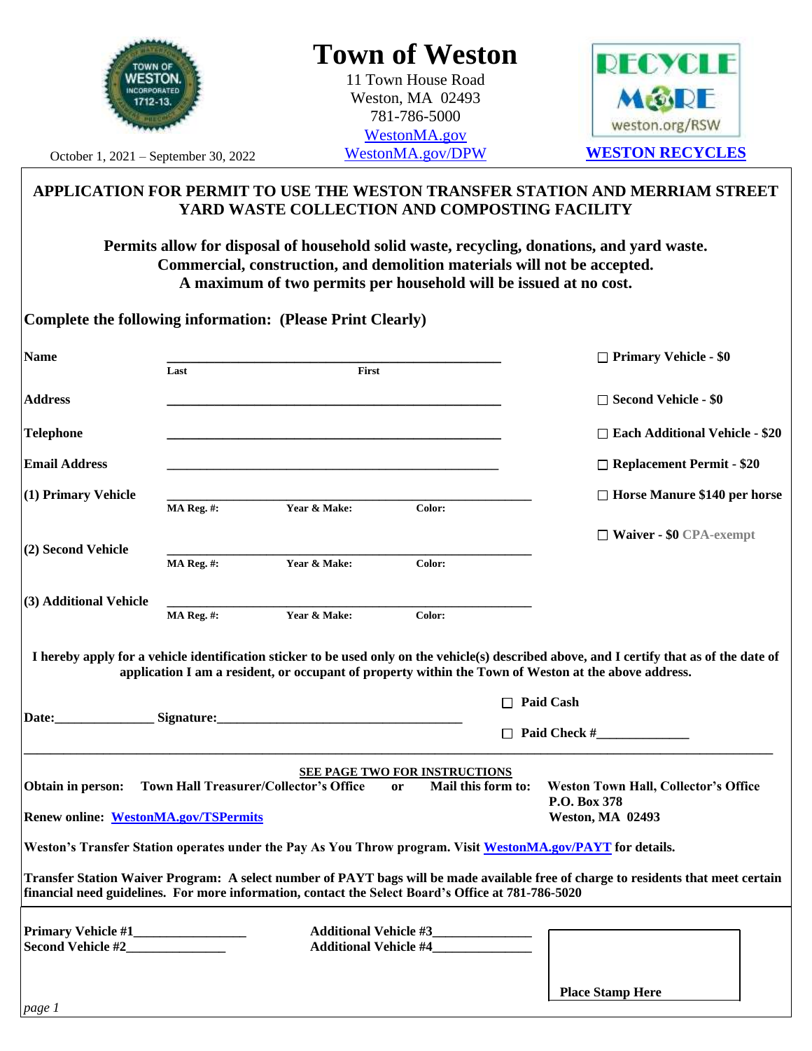# Town of Weston

11 Town House Road
Weston, MA 02493
781-786-5000
WestonMA.gov
WestonMA.gov/DPW

RECYCLE MORE weston.org/RSW

**WESTON RECYCLES**

October 1, 2021 – September 30, 2022

## APPLICATION FOR PERMIT TO USE THE WESTON TRANSFER STATION AND MERRIAM STREET YARD WASTE COLLECTION AND COMPOSTING FACILITY

**Permits allow for disposal of household solid waste, recycling, donations, and yard waste.**
**Commercial, construction, and demolition materials will not be accepted.**
**A maximum of two permits per household will be issued at no cost.**

**Complete the following information: (Please Print Clearly)**

**Name** ______________________________________________
Last &emsp;&emsp;&emsp;&emsp;&emsp;&emsp; First

**Address** ______________________________________________

**Telephone** ______________________________________________

**Email Address** ______________________________________________

**(1) Primary Vehicle** ______________________________________________
MA Reg. #: &emsp; Year & Make: &emsp; Color:

**(2) Second Vehicle** ______________________________________________
MA Reg. #: &emsp; Year & Make: &emsp; Color:

**(3) Additional Vehicle** ______________________________________________
MA Reg. #: &emsp; Year & Make: &emsp; Color:

- ☐ **Primary Vehicle - $0**
- ☐ **Second Vehicle - $0**
- ☐ **Each Additional Vehicle - $20**
- ☐ **Replacement Permit - $20**
- ☐ **Horse Manure $140 per horse**
- ☐ **Waiver - $0** CPA-exempt

**I hereby apply for a vehicle identification sticker to be used only on the vehicle(s) described above, and I certify that as of the date of application I am a resident, or occupant of property within the Town of Weston at the above address.**

**Date:**_______________ **Signature:**_____________________________________

☐ **Paid Cash**

☐ **Paid Check #**_____________

---

**SEE PAGE TWO FOR INSTRUCTIONS**

**Obtain in person: Town Hall Treasurer/Collector's Office** or **Mail this form to: Weston Town Hall, Collector's Office P.O. Box 378 Weston, MA 02493**

**Renew online: WestonMA.gov/TSPermits**

**Weston's Transfer Station operates under the Pay As You Throw program. Visit WestonMA.gov/PAYT for details.**

**Transfer Station Waiver Program: A select number of PAYT bags will be made available free of charge to residents that meet certain financial need guidelines. For more information, contact the Select Board's Office at 781-786-5020**

---

**Primary Vehicle #1**_________________
**Second Vehicle #2**_______________

**Additional Vehicle #3**_______________
**Additional Vehicle #4**_______________

**Place Stamp Here**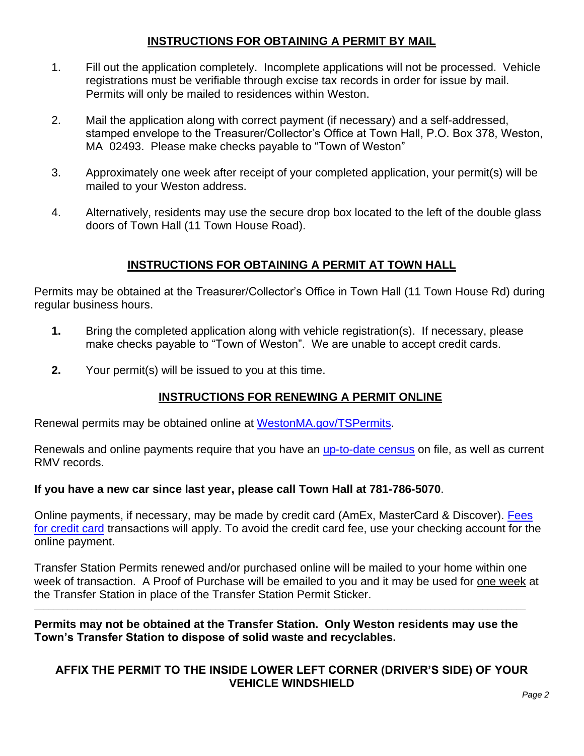## INSTRUCTIONS FOR OBTAINING A PERMIT BY MAIL

1. Fill out the application completely. Incomplete applications will not be processed. Vehicle registrations must be verifiable through excise tax records in order for issue by mail. Permits will only be mailed to residences within Weston.

2. Mail the application along with correct payment (if necessary) and a self-addressed, stamped envelope to the Treasurer/Collector's Office at Town Hall, P.O. Box 378, Weston, MA 02493. Please make checks payable to "Town of Weston"

3. Approximately one week after receipt of your completed application, your permit(s) will be mailed to your Weston address.

4. Alternatively, residents may use the secure drop box located to the left of the double glass doors of Town Hall (11 Town House Road).

## INSTRUCTIONS FOR OBTAINING A PERMIT AT TOWN HALL

Permits may be obtained at the Treasurer/Collector's Office in Town Hall (11 Town House Rd) during regular business hours.

1. Bring the completed application along with vehicle registration(s). If necessary, please make checks payable to "Town of Weston". We are unable to accept credit cards.

2. Your permit(s) will be issued to you at this time.

## INSTRUCTIONS FOR RENEWING A PERMIT ONLINE

Renewal permits may be obtained online at WestonMA.gov/TSPermits.

Renewals and online payments require that you have an up-to-date census on file, as well as current RMV records.

**If you have a new car since last year, please call Town Hall at 781-786-5070**.

Online payments, if necessary, may be made by credit card (AmEx, MasterCard & Discover). Fees for credit card transactions will apply. To avoid the credit card fee, use your checking account for the online payment.

Transfer Station Permits renewed and/or purchased online will be mailed to your home within one week of transaction. A Proof of Purchase will be emailed to you and it may be used for one week at the Transfer Station in place of the Transfer Station Permit Sticker.

---

**Permits may not be obtained at the Transfer Station. Only Weston residents may use the Town's Transfer Station to dispose of solid waste and recyclables.**

**AFFIX THE PERMIT TO THE INSIDE LOWER LEFT CORNER (DRIVER'S SIDE) OF YOUR VEHICLE WINDSHIELD**